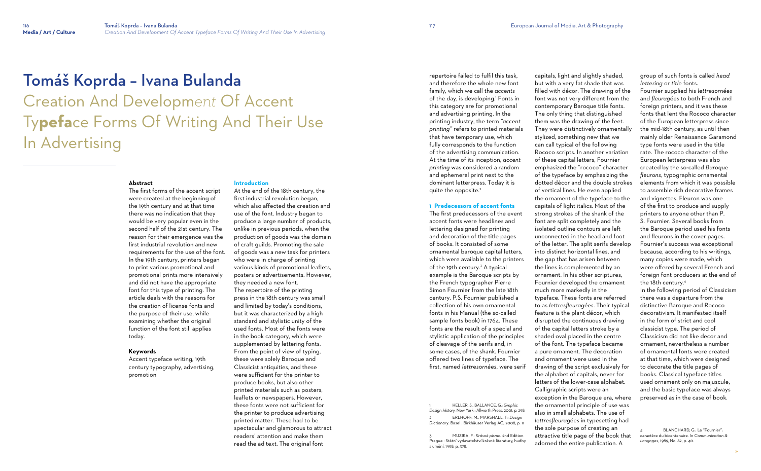# Tomáš Koprda – Ivana Bulanda

## Creation And Development Of Accent Typeface Forms Of Writing And Their Use In Advertising

**Abstract**

The first forms of the accent script were created at the beginning of the 19th century and at that time there was no indication that they would be very popular even in the second half of the 21st century. The reason for their emergence was the first industrial revolution and new requirements for the use of the font. In the 19th century, printers began to print various promotional and promotional prints more intensively and did not have the appropriate font for this type of printing. The article deals with the reasons for the creation of license fonts and the purpose of their use, while examining whether the original function of the font still applies today.

**Keywords**

Accent typeface writing, 19th century typography, advertising, promotion

### Introduction

At the end of the 18th century, the first industrial revolution began, which also affected the creation and use of the font. Industry began to produce a large number of products, unlike in previous periods, when the production of goods was the domain of craft guilds. Promoting the sale of goods was a new task for printers who were in charge of printing various kinds of promotional leaflets, posters or advertisements. However, they needed a new font.

The repertoire of the printing press in the 18th century was small and limited by today's conditions, but it was characterized by a high standard and stylistic unity of the used fonts. Most of the fonts were in the book category, which were supplemented by lettering fonts. From the point of view of typing, these were solely Baroque and Classicist antiquities, and these were sufficient for the printer to produce books, but also other printed materials such as posters, leaflets or newspapers. However, these fonts were not sufficient for the printer to produce advertising printed matter. These had to be spectacular and glamorous to attract readers' attention and make them read the ad text. The original font repertoire failed to fulfil this task, and therefore the whole new font family, which we call the *accents* of the day, is developing.[1] Fonts in this category are for promotional and advertising printing. In the printing industry, the term *"accent printing"* refers to printed materials that have temporary use, which fully corresponds to the function of the advertising communication. At the time of its inception, *accent printing* was considered a random and ephemeral print next to the dominant letterpress. Today it is quite the opposite.[2]

### 1 Predecessors of accent fonts

The first predecessors of the event accent fonts were headlines and lettering designed for printing and decoration of the title pages of books. It consisted of some ornamental baroque capital letters, which were available to the printers of the 19th century.[3] A typical example is the Baroque scripts by the French typographer Pierre Simon Fournier from the late 18th century. P.S. Fournier published a collection of his own ornamental fonts in his Manual (the so-called sample fonts book) in 1764. These fonts are the result of a special and stylistic application of the principles of cleavage of the serifs and, in some cases, of the shank. Fournier offered two lines of typeface. The first, named *lettresornées*, were serif capitals, light and slightly shaded, but with a very fat shade that was filled with décor. The drawing of the font was not very different from the contemporary Baroque title fonts. The only thing that distinguished them was the drawing of the feet. They were distinctively ornamentally stylized, something new that we can call typical of the following Rococo scripts. In another variation of these capital letters, Fournier emphasized the "rococo" character of the typeface by emphasizing the dotted décor and the double strokes of vertical lines. He even applied the ornament of the typeface to the capitals of light italics. Most of the strong strokes of the shank of the font are split completely and the isolated outline contours are left unconnected in the head and foot of the letter. The split serifs develop into distinct horizontal lines, and the gap that has arisen between the lines is complemented by an ornament. In his other scriptures, Fournier developed the ornament much more markedly in the typeface. These fonts are referred to as *lettresfleuragées*. Their typical feature is the plant décor, which disrupted the continuous drawing of the capital letters stroke by a shaded oval placed in the centre of the font. The typeface became a pure ornament. The decoration and ornament were used in the drawing of the script exclusively for the alphabet of capitals, never for letters of the lower-case alphabet. Calligraphic scripts were an exception in the Baroque era, where the ornamental principle of use was also in small alphabets. The use of *lettresfleuragées* in typesetting had the sole purpose of creating an attractive title page of the book that adorned the entire publication. A group of such fonts is called *head lettering* or *title* fonts.

Fournier supplied his *lettresornées* and *fleuragées* to both French and foreign printers, and it was these fonts that lent the Rococo character of the European letterpress since the mid-18th century, as until then mainly older Renaissance Garamond type fonts were used in the title rate. The rococo character of the European letterpress was also created by the so-called *Baroque fleurons*, typographic ornamental elements from which it was possible to assemble rich decorative frames and vignettes. Fleuron was one of the first to produce and supply printers to anyone other than P. S. Fournier. Several books from the Baroque period used his fonts and fleurons in the cover pages. Fournier's success was exceptional because, according to his writings, many copies were made, which were offered by several French and foreign font producers at the end of the 18th century.[4]

In the following period of Classicism there was a departure from the distinctive Baroque and Rococo decorativism. It manifested itself in the form of strict and cool classicist type. The period of Classicism did not like decor and ornament, nevertheless a number of ornamental fonts were created at that time, which were designed to decorate the title pages of books. Classical typeface titles used ornament only on majuscule, and the basic typeface was always preserved as in the case of book.

---

1 HELLER, S., BALLANCE, G.: *Graphic Design History*. New York : Allworth Press, 2001, p. 298.

2 ERLHOFF, M., MARSHALL, T.: *Design Dictionary*. Basel : Birkhäuser Verlag AG, 2008, p. 11

3 MUZIKA, F.: *Krásné písmo*. 2nd Edition. Prague : Státní vydavatelství krásné literatury, hudby a umění, 1958, p. 378.

4 BLANCHARD, G.: Le "Fournier": caractère du bicentenaire. In *Communication & Langages*, 1989, No. 82, p. 40.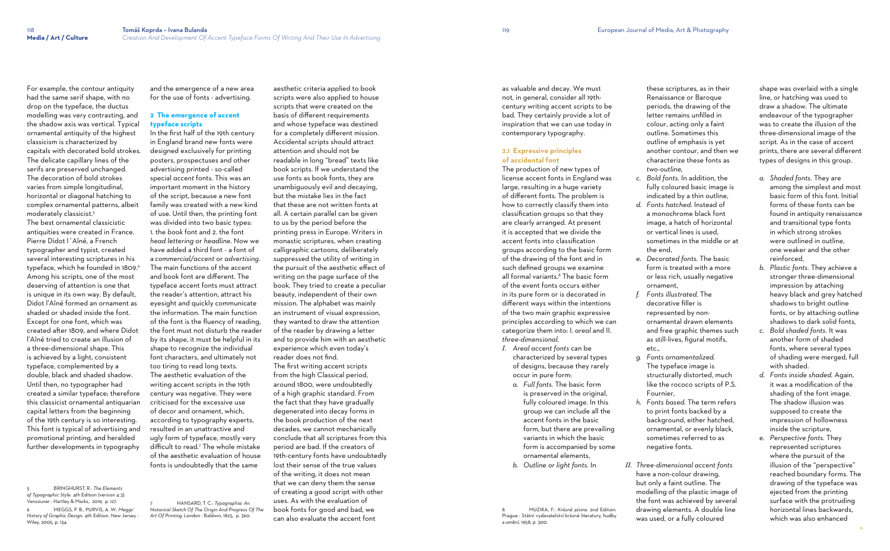For example, the contour antiquity had the same serif shape, with no drop on the typeface, the ductus modelling was very contrasting, and the shadow axis was vertical. Typical ornamental antiquity of the highest classicism is characterized by capitals with decorated bold strokes. The delicate capillary lines of the serifs are preserved unchanged. The decoration of bold strokes varies from simple longitudinal, horizontal or diagonal hatching to complex ornamental patterns, albeit moderately classicist.[5]

The best ornamental classicistic antiquities were created in France. Pierre Didot l´Aîné, a French typographer and typist, created several interesting scriptures in his typeface, which he founded in 1809.[6] Among his scripts, one of the most deserving of attention is one that is unique in its own way. By default, Didot l'Aîné formed an ornament as shaded or shaded inside the font. Except for one font, which was created after 1809, and where Didot l'Aîné tried to create an illusion of a three-dimensional shape. This is achieved by a light, consistent typeface, complemented by a double, black and shaded shadow. Until then, no typographer had created a similar typeface; therefore this classicist ornamental antiquarian capital letters from the beginning of the 19th century is so interesting. This font is typical of advertising and promotional printing, and heralded further developments in typography and the emergence of a new area for the use of fonts - advertising.

## 2 The emergence of accent typeface scripts

In the first half of the 19th century in England brand new fonts were designed exclusively for printing posters, prospectuses and other advertising printed - so-called special *accent* fonts. This was an important moment in the history of the script, because a new font family was created with a new kind of use. Until then, the printing font was divided into two basic types: 1. the *book* font and 2. the font *head lettering* or *headline*. Now we have added a third font - a font of a *commercial/accent* or *advertising*. The main functions of the accent and book font are different. The typeface accent fonts must attract the reader's attention, attract his eyesight and quickly communicate the information. The main function of the font is the fluency of reading, the font must not disturb the reader by its shape, it must be helpful in its shape to recognize the individual font characters, and ultimately not too tiring to read long texts.

The aesthetic evaluation of the writing accent scripts in the 19th century was negative. They were criticised for the excessive use of decor and ornament, which, according to typography experts, resulted in an unattractive and ugly form of typeface, mostly very difficult to read.[7] The whole mistake of the aesthetic evaluation of house fonts is undoubtedly that the same aesthetic criteria applied to book scripts were also applied to house scripts that were created on the basis of different requirements and whose typeface was destined for a completely different mission. Accidental scripts should attract attention and should not be readable in long "bread" texts like book scripts. If we understand the use fonts as book fonts, they are unambiguously evil and decaying, but the mistake lies in the fact that these are not written fonts at all. A certain parallel can be given to us by the period before the printing press in Europe. Writers in monastic scriptures, when creating calligraphic cartoons, deliberately suppressed the utility of writing in the pursuit of the aesthetic effect of writing on the page surface of the book. They tried to create a peculiar beauty, independent of their own mission. The alphabet was mainly an instrument of visual expression, they wanted to draw the attention of the reader by drawing a letter and to provide him with an aesthetic experience which even today's reader does not find.

The first writing accent scripts from the high Classical period, around 1800, were undoubtedly of a high graphic standard. From the fact that they have gradually degenerated into decay forms in the book production of the next decades, we cannot mechanically conclude that all scriptures from this period are bad. If the creators of 19th-century fonts have undoubtedly lost their sense of the true values of the writing, it does not mean that we can deny them the sense of creating a good script with other uses. As with the evaluation of book fonts for good and bad, we can also evaluate the accent font as valuable and decay. We must not, in general, consider all 19th-century writing accent scripts to be bad. They certainly provide a lot of inspiration that we can use today in contemporary typography.

### 2.1 Expressive principles of accidental font

The production of new types of license accent fonts in England was large, resulting in a huge variety of different fonts. The problem is how to correctly classify them into classification groups so that they are clearly arranged. At present it is accepted that we divide the accent fonts into classification groups according to the basic form of the drawing of the font and in such defined groups we examine all formal variants.[8] The basic form of the event fonts occurs either in its pure form or is decorated in different ways within the intentions of the two main graphic expressive principles according to which we can categorize them into: I. *areal* and II. *three-dimensional*.

I. *Areal accent fonts* can be characterized by several types of designs, because they rarely occur in pure form:
   a. *Full fonts.* The basic form is preserved in the original, fully coloured image. In this group we can include all the accent fonts in the basic form, but there are prevailing variants in which the basic form is accompanied by some ornamental elements,
   b. *Outline or light fonts.* In these scriptures, as in their Renaissance or Baroque periods, the drawing of the letter remains unfilled in colour, acting only a faint outline. Sometimes this outline of emphasis is yet another contour, and then we characterize these fonts as *two-outline*,
   c. *Bold fonts.* In addition, the fully coloured basic image is indicated by a thin outline,
   d. *Fonts hatched.* Instead of a monochrome black font image, a hatch of horizontal or vertical lines is used, sometimes in the middle or at the end,
   e. *Decorated fonts.* The basic form is treated with a more or less rich, usually negative ornament,
   f. *Fonts illustrated.* The decorative filler is represented by non-ornamental drawn elements and free graphic themes such as still-lives, figural motifs, etc.,
   g. *Fonts ornamentalized.* The typeface image is structurally distorted, much like the rococo scripts of P.S. Fournier,
   h. *Fonts based.* The term refers to print fonts backed by a background, either hatched, ornamental, or evenly black, sometimes referred to as negative fonts.

II. *Three-dimensional accent fonts* have a non-colour drawing, but only a faint outline. The modelling of the plastic image of the font was achieved by several drawing elements. A double line was used, or a fully coloured shape was overlaid with a single line, or hatching was used to draw a shadow. The ultimate endeavour of the typographer was to create the illusion of the three-dimensional image of the script. As in the case of accent prints, there are several different types of designs in this group.
   a. *Shaded fonts.* They are among the simplest and most basic form of this font. Initial forms of these fonts can be found in antiquity renaissance and transitional type fonts in which strong strokes were outlined in outline, one weaker and the other reinforced,
   b. *Plastic fonts.* They achieve a stronger three-dimensional impression by attaching heavy black and grey hatched shadows to bright outline fonts, or by attaching outline shadows to dark solid fonts,
   c. *Bold shaded fonts.* It was another form of shaded fonts, where several types of shading were merged, full with shaded.
   d. *Fonts inside shaded.* Again, it was a modification of the shading of the font image. The shadow illusion was supposed to create the impression of hollowness inside the scripture,
   e. *Perspective fonts.* They represented scriptures where the pursuit of the illusion of the "perspective" reached boundary forms. The drawing of the typeface was ejected from the printing surface with the protruding horizontal lines backwards, which was also enhanced

---

5 BRINGHURST, R.: *The Elements of Typographic Style*. 4th Edition (version 4.3). Vancouver : Hartley & Marks, 2019, p. 127.

6 MEGGS, P. B., PURVIS, A. W.: *Meggs' History of Graphic Design*. 4th Edition. New Jersey : Wiley, 2005, p. 134.

7 HANSARD, T. C.: *Typographia: An Historical Sketch Of The Origin And Progress Of The Art Of Printing*. London : Baldwin, 1825, p. 360.

8 MUZIKA, F.: *Krásné písmo*. 2nd Edition. Prague : Státní vydavatelství krásné literatury, hudby a umění, 1958, p. 300.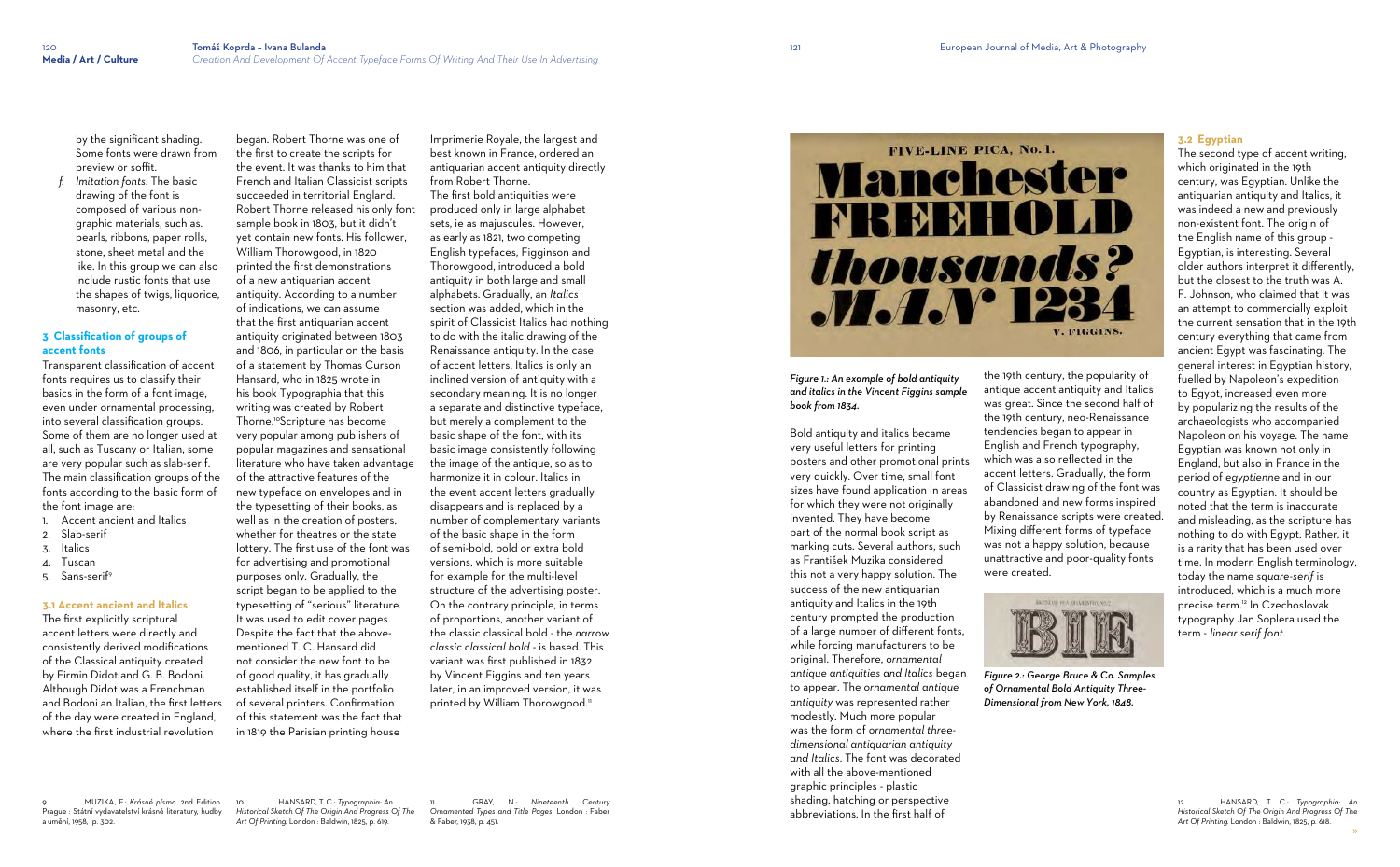by the significant shading. Some fonts were drawn from preview or soffit.

f. *Imitation fonts*. The basic drawing of the font is composed of various non-graphic materials, such as. pearls, ribbons, paper rolls, stone, sheet metal and the like. In this group we can also include rustic fonts that use the shapes of twigs, liquorice, masonry, etc.

## 3 Classification of groups of accent fonts

Transparent classification of accent fonts requires us to classify their basics in the form of a font image, even under ornamental processing, into several classification groups. Some of them are no longer used at all, such as Tuscany or Italian, some are very popular such as slab-serif. The main classification groups of the fonts according to the basic form of the font image are:

1. Accent ancient and Italics
2. Slab-serif
3. Italics
4. Tuscan
5. Sans-serif[9]

### 3.1 Accent ancient and Italics

The first explicitly scriptural accent letters were directly and consistently derived modifications of the Classical antiquity created by Firmin Didot and G. B. Bodoni. Although Didot was a Frenchman and Bodoni an Italian, the first letters of the day were created in England, where the first industrial revolution began. Robert Thorne was one of the first to create the scripts for the event. It was thanks to him that French and Italian Classicist scripts succeeded in territorial England. Robert Thorne released his only font sample book in 1803, but it didn't yet contain new fonts. His follower, William Thorowgood, in 1820 printed the first demonstrations of a new antiquarian accent antiquity. According to a number of indications, we can assume that the first antiquarian accent antiquity originated between 1803 and 1806, in particular on the basis of a statement by Thomas Curson Hansard, who in 1825 wrote in his book Typographia that this writing was created by Robert Thorne.[10] Scripture has become very popular among publishers of popular magazines and sensational literature who have taken advantage of the attractive features of the new typeface on envelopes and in the typesetting of their books, as well as in the creation of posters, whether for theatres or the state lottery. The first use of the font was for advertising and promotional purposes only. Gradually, the script began to be applied to the typesetting of "serious" literature. It was used to edit cover pages. Despite the fact that the above-mentioned T. C. Hansard did not consider the new font to be of good quality, it has gradually established itself in the portfolio of several printers. Confirmation of this statement was the fact that in 1819 the Parisian printing house Imprimerie Royale, the largest and best known in France, ordered an antiquarian accent antiquity directly from Robert Thorne.

The first bold antiquities were produced only in large alphabet sets, ie as majuscules. However, as early as 1821, two competing English typefaces, Figginson and Thorowgood, introduced a bold antiquity in both large and small alphabets. Gradually, an *Italics* section was added, which in the spirit of Classicist Italics had nothing to do with the italic drawing of the Renaissance antiquity. In the case of accent letters, Italics is only an inclined version of antiquity with a secondary meaning. It is no longer a separate and distinctive typeface, but merely a complement to the basic shape of the font, with its basic image consistently following the image of the antique, so as to harmonize it in colour. Italics in the event accent letters gradually disappears and is replaced by a number of complementary variants of the basic shape in the form of semi-bold, bold or extra bold versions, which is more suitable for example for the multi-level structure of the advertising poster. On the contrary principle, in terms of proportions, another variant of the classic classical bold - the *narrow classic classical bold* - is based. This variant was first published in 1832 by Vincent Figgins and ten years later, in an improved version, it was printed by William Thorowgood.[11]

*Figure 1.: An example of bold antiquity and italics in the Vincent Figgins sample book from 1834.*

Bold antiquity and italics became very useful letters for printing posters and other promotional prints very quickly. Over time, small font sizes have found application in areas for which they were not originally invented. They have become part of the normal book script as marking cuts. Several authors, such as František Muzika considered this not a very happy solution. The success of the new antiquarian antiquity and Italics in the 19th century prompted the production of a large number of different fonts, while forcing manufacturers to be original. Therefore, *ornamental antique antiquities and Italics* began to appear. The *ornamental antique antiquity* was represented rather modestly. Much more popular was the form of *ornamental three-dimensional antiquarian antiquity and Italics*. The font was decorated with all the above-mentioned graphic principles - plastic shading, hatching or perspective abbreviations. In the first half of the 19th century, the popularity of antique accent antiquity and Italics was great. Since the second half of the 19th century, neo-Renaissance tendencies began to appear in English and French typography, which was also reflected in the accent letters. Gradually, the form of Classicist drawing of the font was abandoned and new forms inspired by Renaissance scripts were created. Mixing different forms of typeface was not a happy solution, because unattractive and poor-quality fonts were created.

*Figure 2.: George Bruce & Co. Samples of Ornamental Bold Antiquity Three-Dimensional from New York, 1848.*

### 3.2 Egyptian

The second type of accent writing, which originated in the 19th century, was Egyptian. Unlike the antiquarian antiquity and Italics, it was indeed a new and previously non-existent font. The origin of the English name of this group - Egyptian, is interesting. Several older authors interpret it differently, but the closest to the truth was A. F. Johnson, who claimed that it was an attempt to commercially exploit the current sensation that in the 19th century everything that came from ancient Egypt was fascinating. The general interest in Egyptian history, fuelled by Napoleon's expedition to Egypt, increased even more by popularizing the results of the archaeologists who accompanied Napoleon on his voyage. The name Egyptian was known not only in England, but also in France in the period of *egyptienne* and in our country as Egyptian. It should be noted that the term is inaccurate and misleading, as the scripture has nothing to do with Egypt. Rather, it is a rarity that has been used over time. In modern English terminology, today the name *square-serif* is introduced, which is a much more precise term.[12] In Czechoslovak typography Jan Soplera used the term - *linear serif font*.

---

9 MUZIKA, F.: *Krásné písmo*. 2nd Edition. Prague : Státní vydavatelství krásné literatury, hudby a umění, 1958, p. 302.

10 HANSARD, T. C.: *Typographia: An Historical Sketch Of The Origin And Progress Of The Art Of Printing*. London : Baldwin, 1825, p. 619.

11 GRAY, N.: *Nineteenth Century Ornamented Types and Title Pages*. London : Faber & Faber, 1938, p. 451.

12 HANSARD, T. C.: *Typographia: An Historical Sketch Of The Origin And Progress Of The Art Of Printing*. London : Baldwin, 1825, p. 618.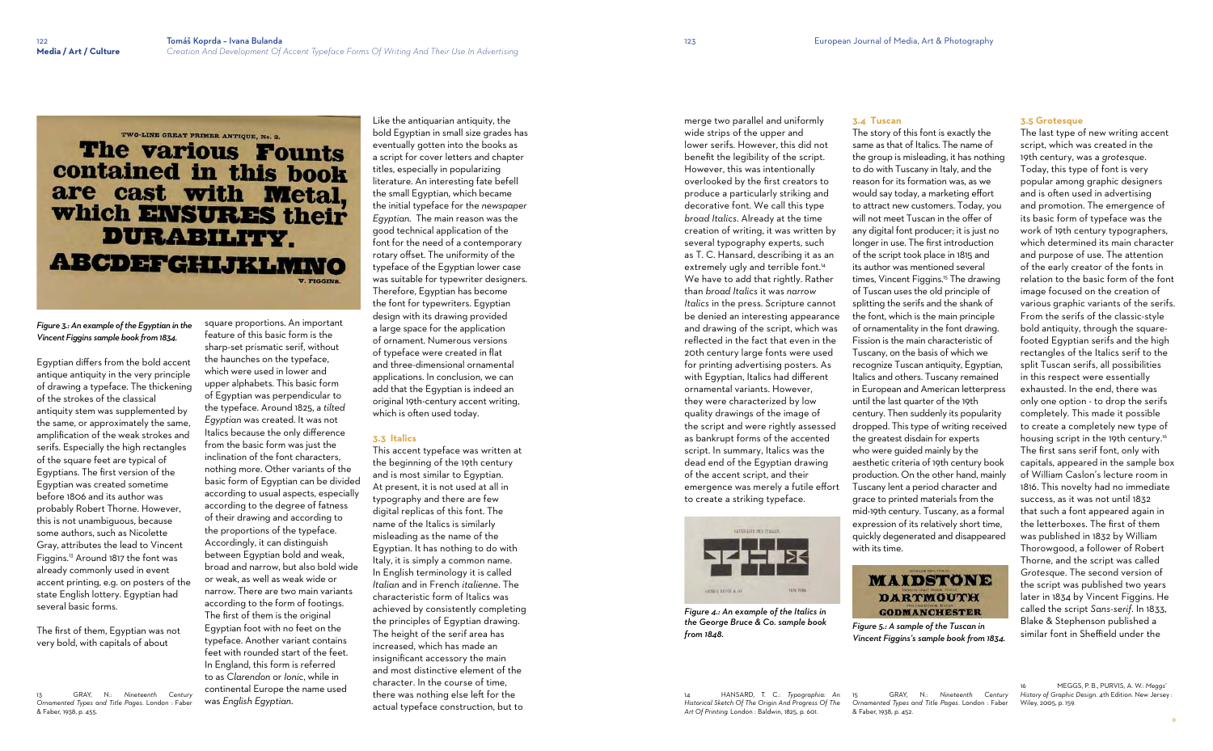*Figure 3.: An example of the Egyptian in the Vincent Figgins sample book from 1834.*

Egyptian differs from the bold accent antique antiquity in the very principle of drawing a typeface. The thickening of the strokes of the classical antiquity stem was supplemented by the same, or approximately the same, amplification of the weak strokes and serifs. Especially the high rectangles of the square feet are typical of Egyptians. The first version of the Egyptian was created sometime before 1806 and its author was probably Robert Thorne. However, this is not unambiguous, because some authors, such as Nicolette Gray, attributes the lead to Vincent Figgins.[13] Around 1817 the font was already commonly used in event accent printing, e.g. on posters of the state English lottery. Egyptian had several basic forms.

The first of them, Egyptian was not very bold, with capitals of about square proportions. An important feature of this basic form is the sharp-set prismatic serif, without the haunches on the typeface, which were used in lower and upper alphabets. This basic form of Egyptian was perpendicular to the typeface. Around 1825, a *tilted Egyptian* was created. It was not Italics because the only difference from the basic form was just the inclination of the font characters, nothing more. Other variants of the basic form of Egyptian can be divided according to usual aspects, especially according to the degree of fatness of their drawing and according to the proportions of the typeface. Accordingly, it can distinguish between Egyptian bold and weak, broad and narrow, but also bold wide or weak, as well as weak wide or narrow. There are two main variants according to the form of footings. The first of them is the original Egyptian foot with no feet on the typeface. Another variant contains feet with rounded start of the feet. In England, this form is referred to as *Clarendon* or *Ionic*, while in continental Europe the name used was *English Egyptian*.

Like the antiquarian antiquity, the bold Egyptian in small size grades has eventually gotten into the books as a script for cover letters and chapter titles, especially in popularizing literature. An interesting fate befell the small Egyptian, which became the initial typeface for the *newspaper Egyptian*. The main reason was the good technical application of the font for the need of a contemporary rotary offset. The uniformity of the typeface of the Egyptian lower case was suitable for typewriter designers. Therefore, Egyptian has become the font for typewriters. Egyptian design with its drawing provided a large space for the application of ornament. Numerous versions of typeface were created in flat and three-dimensional ornamental applications. In conclusion, we can add that the Egyptian is indeed an original 19th-century accent writing, which is often used today.

### 3.3 Italics

This accent typeface was written at the beginning of the 19th century and is most similar to Egyptian. At present, it is not used at all in typography and there are few digital replicas of this font. The name of the Italics is similarly misleading as the name of the Egyptian. It has nothing to do with Italy, it is simply a common name. In English terminology it is called *Italian* and in French *italienne*. The characteristic form of Italics was achieved by consistently completing the principles of Egyptian drawing. The height of the serif area has increased, which has made an insignificant accessory the main and most distinctive element of the character. In the course of time, there was nothing else left for the actual typeface construction, but to merge two parallel and uniformly wide strips of the upper and lower serifs. However, this did not benefit the legibility of the script. However, this was intentionally overlooked by the first creators to produce a particularly striking and decorative font. We call this type *broad Italics*. Already at the time creation of writing, it was written by several typography experts, such as T. C. Hansard, describing it as an extremely ugly and terrible font.[14] We have to add that rightly. Rather than *broad Italics* it was *narrow Italics* in the press. Scripture cannot be denied an interesting appearance and drawing of the script, which was reflected in the fact that even in the 20th century large fonts were used for printing advertising posters. As with Egyptian, Italics had different ornamental variants. However, they were characterized by low quality drawings of the image of the script and were rightly assessed as bankrupt forms of the accented script. In summary, Italics was the dead end of the Egyptian drawing of the accent script, and their emergence was merely a futile effort to create a striking typeface.

*Figure 4.: An example of the Italics in the George Bruce & Co. sample book from 1848.*

### 3.4 Tuscan

The story of this font is exactly the same as that of Italics. The name of the group is misleading, it has nothing to do with Tuscany in Italy, and the reason for its formation was, as we would say today, a marketing effort to attract new customers. Today, you will not meet Tuscan in the offer of any digital font producer; it is just no longer in use. The first introduction of the script took place in 1815 and its author was mentioned several times, Vincent Figgins.[15] The drawing of Tuscan uses the old principle of splitting the serifs and the shank of the font, which is the main principle of ornamentality in the font drawing. Fission is the main characteristic of Tuscany, on the basis of which we recognize Tuscan antiquity, Egyptian, Italics and others. Tuscany remained in European and American letterpress until the last quarter of the 19th century. Then suddenly its popularity dropped. This type of writing received the greatest disdain for experts who were guided mainly by the aesthetic criteria of 19th century book production. On the other hand, mainly Tuscany lent a period character and grace to printed materials from the mid-19th century. Tuscany, as a formal expression of its relatively short time, quickly degenerated and disappeared with its time.

*Figure 5.: A sample of the Tuscan in Vincent Figgins's sample book from 1834.*

### 3.5 Grotesque

The last type of new writing accent script, which was created in the 19th century, was a *grotesque*. Today, this type of font is very popular among graphic designers and is often used in advertising and promotion. The emergence of its basic form of typeface was the work of 19th century typographers, which determined its main character and purpose of use. The attention of the early creator of the fonts in relation to the basic form of the font image focused on the creation of various graphic variants of the serifs. From the serifs of the classic-style bold antiquity, through the square-footed Egyptian serifs and the high rectangles of the Italics serif to the split Tuscan serifs, all possibilities in this respect were essentially exhausted. In the end, there was only one option - to drop the serifs completely. This made it possible to create a completely new type of housing script in the 19th century.[16] The first sans serif font, only with capitals, appeared in the sample box of William Caslon's lecture room in 1816. This novelty had no immediate success, as it was not until 1832 that such a font appeared again in the letterboxes. The first of them was published in 1832 by William Thorowgood, a follower of Robert Thorne, and the script was called *Grotesque*. The second version of the script was published two years later in 1834 by Vincent Figgins. He called the script *Sans-serif*. In 1833, Blake & Stephenson published a similar font in Sheffield under the

---

13 GRAY, N.: *Nineteenth Century Ornamented Types and Title Pages*. London : Faber & Faber, 1938, p. 455.

14 HANSARD, T. C.: *Typographia: An Historical Sketch Of The Origin And Progress Of The Art Of Printing*. London : Baldwin, 1825, p. 601.

15 GRAY, N.: *Nineteenth Century Ornamented Types and Title Pages*. London : Faber & Faber, 1938, p. 452.

16 MEGGS, P. B., PURVIS, A. W.: *Meggs' History of Graphic Design*. 4th Edition. New Jersey : Wiley, 2005, p. 159.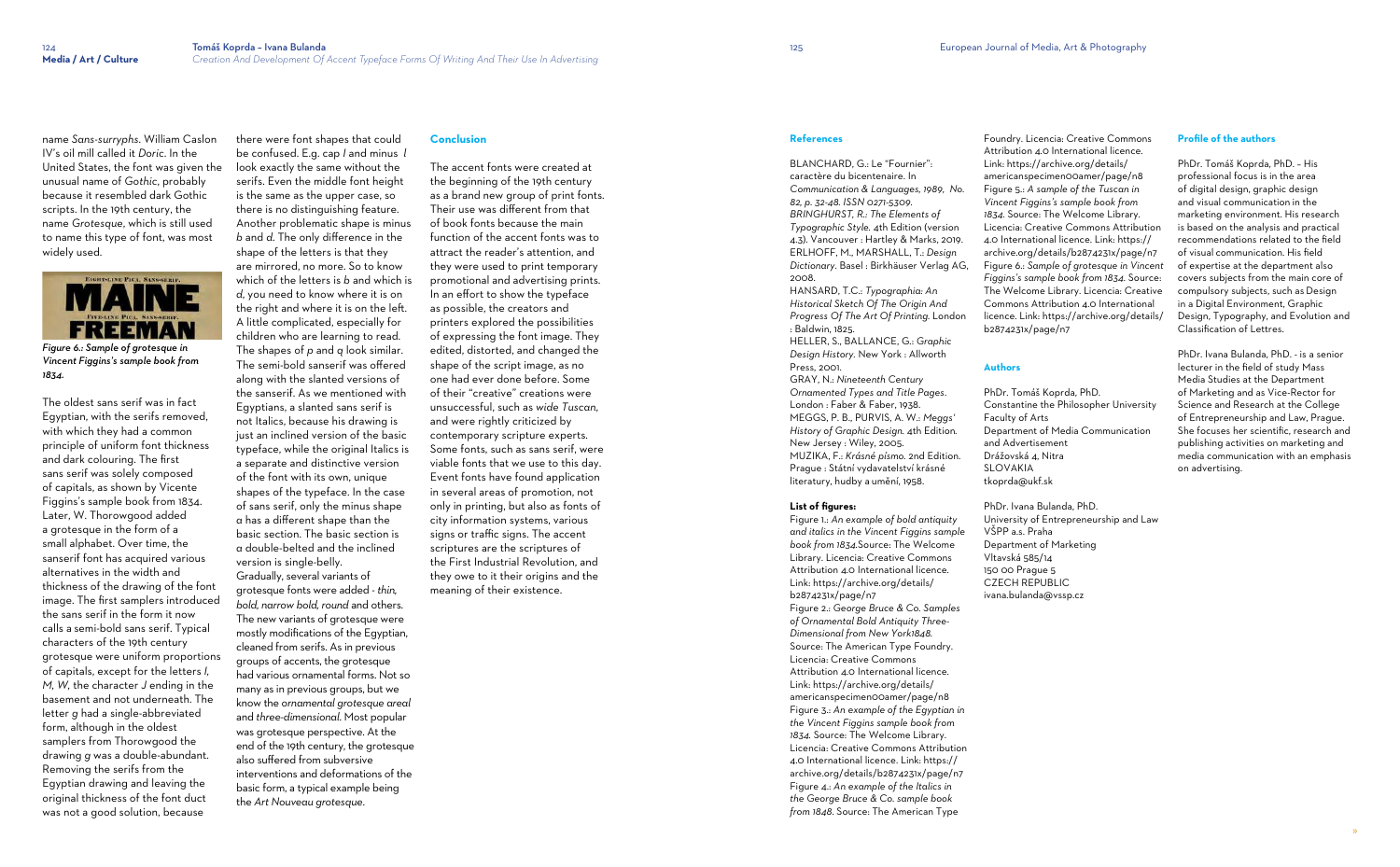name *Sans-surryphs*. William Caslon IV's oil mill called it *Doric*. In the United States, the font was given the unusual name of *Gothic*, probably because it resembled dark Gothic scripts. In the 19th century, the name *Grotesque*, which is still used to name this type of font, was most widely used.

*Figure 6.: Sample of grotesque in Vincent Figgins's sample book from 1834.*

The oldest sans serif was in fact Egyptian, with the serifs removed, with which they had a common principle of uniform font thickness and dark colouring. The first sans serif was solely composed of capitals, as shown by Vicente Figgins's sample book from 1834. Later, W. Thorowgood added a grotesque in the form of a small alphabet. Over time, the sanserif font has acquired various alternatives in the width and thickness of the drawing of the font image. The first samplers introduced the sans serif in the form it now calls a semi-bold sans serif. Typical characters of the 19th century grotesque were uniform proportions of capitals, except for the letters *I, M, W*, the character *J* ending in the basement and not underneath. The letter *g* had a single-abbreviated form, although in the oldest samplers from Thorowgood the drawing *g* was a double-abundant. Removing the serifs from the Egyptian drawing and leaving the original thickness of the font duct was not a good solution, because there were font shapes that could be confused. E.g. cap *I* and minus *l* look exactly the same without the serifs. Even the middle font height is the same as the upper case, so there is no distinguishing feature. Another problematic shape is minus *b* and *d*. The only difference in the shape of the letters is that they are mirrored, no more. So to know which of the letters is *b* and which is *d*, you need to know where it is on the right and where it is on the left. A little complicated, especially for children who are learning to read. The shapes of *p* and *q* look similar. The semi-bold sanserif was offered along with the slanted versions of the sanserif. As we mentioned with Egyptians, a slanted sans serif is not Italics, because his drawing is just an inclined version of the basic typeface, while the original Italics is a separate and distinctive version of the font with its own, unique shapes of the typeface. In the case of sans serif, only the minus shape *a* has a different shape than the basic section. The basic section is *a* double-belted and the inclined version is single-belly.
Gradually, several variants of grotesque fonts were added - *thin, bold, narrow bold, round* and others. The new variants of grotesque were mostly modifications of the Egyptian, cleaned from serifs. As in previous groups of accents, the grotesque had various ornamental forms. Not so many as in previous groups, but we know the *ornamental grotesque areal* and *three-dimensional*. Most popular was grotesque perspective. At the end of the 19th century, the grotesque also suffered from subversive interventions and deformations of the basic form, a typical example being the *Art Nouveau grotesque*.

## Conclusion

The accent fonts were created at the beginning of the 19th century as a brand new group of print fonts. Their use was different from that of book fonts because the main function of the accent fonts was to attract the reader's attention, and they were used to print temporary promotional and advertising prints. In an effort to show the typeface as possible, the creators and printers explored the possibilities of expressing the font image. They edited, distorted, and changed the shape of the script image, as no one had ever done before. Some of their "creative" creations were unsuccessful, such as *wide Tuscan*, and were rightly criticized by contemporary scripture experts. Some fonts, such as sans serif, were viable fonts that we use to this day. Event fonts have found application in several areas of promotion, not only in printing, but also as fonts of city information systems, various signs or traffic signs. The accent scriptures are the scriptures of the First Industrial Revolution, and they owe to it their origins and the meaning of their existence.

## References

BLANCHARD, G.: Le "Fournier": caractère du bicentenaire. In *Communication & Languages, 1989, No. 82, p. 32-48. ISSN 0271-5309.*
*BRINGHURST, R.: The Elements of Typographic Style.* 4th Edition (version 4.3). Vancouver : Hartley & Marks, 2019.
ERLHOFF, M., MARSHALL, T.: *Design Dictionary*. Basel : Birkhäuser Verlag AG, 2008.
HANSARD, T.C.: *Typographia: An Historical Sketch Of The Origin And Progress Of The Art Of Printing.* London : Baldwin, 1825.
HELLER, S., BALLANCE, G.: *Graphic Design History.* New York : Allworth Press, 2001.
GRAY, N.: *Nineteenth Century Ornamented Types and Title Pages*. London : Faber & Faber, 1938.
MEGGS, P. B., PURVIS, A. W.: *Meggs' History of Graphic Design.* 4th Edition. New Jersey : Wiley, 2005.
MUZIKA, F.: *Krásné písmo.* 2nd Edition. Prague : Státní vydavatelství krásné literatury, hudby a umění, 1958.

### List of figures:

Figure 1.: *An example of bold antiquity and italics in the Vincent Figgins sample book from 1834.*Source: The Welcome Library. Licencia: Creative Commons Attribution 4.0 International licence. Link: https://archive.org/details/b2874231x/page/n7
Figure 2.: *George Bruce & Co. Samples of Ornamental Bold Antiquity Three-Dimensional from New York1848.* Source: The American Type Foundry. Licencia: Creative Commons Attribution 4.0 International licence. Link: https://archive.org/details/americanspecimen00amer/page/n8
Figure 3.: *An example of the Egyptian in the Vincent Figgins sample book from 1834.* Source: The Welcome Library. Licencia: Creative Commons Attribution 4.0 International licence. Link: https://archive.org/details/b2874231x/page/n7
Figure 4.: *An example of the Italics in the George Bruce & Co. sample book from 1848.* Source: The American Type Foundry. Licencia: Creative Commons Attribution 4.0 International licence. Link: https://archive.org/details/americanspecimen00amer/page/n8
Figure 5.: *A sample of the Tuscan in Vincent Figgins's sample book from 1834.* Source: The Welcome Library. Licencia: Creative Commons Attribution 4.0 International licence. Link: https://archive.org/details/b2874231x/page/n7
Figure 6.: *Sample of grotesque in Vincent Figgins's sample book from 1834.* Source: The Welcome Library. Licencia: Creative Commons Attribution 4.0 International licence. Link: https://archive.org/details/b2874231x/page/n7

### Authors

PhDr. Tomáš Koprda, PhD.
Constantine the Philosopher University
Faculty of Arts
Department of Media Communication and Advertisement
Drážovská 4, Nitra
SLOVAKIA
tkoprda@ukf.sk

PhDr. Ivana Bulanda, PhD.
University of Entrepreneurship and Law
VŠPP a.s. Praha
Department of Marketing
Vltavská 585/14
150 00 Prague 5
CZECH REPUBLIC
ivana.bulanda@vspp.cz

### Profile of the authors

PhDr. Tomáš Koprda, PhD. – His professional focus is in the area of digital design, graphic design and visual communication in the marketing environment. His research is based on the analysis and practical recommendations related to the field of visual communication. His field of expertise at the department also covers subjects from the main core of compulsory subjects, such as Design in a Digital Environment, Graphic Design, Typography, and Evolution and Classification of Lettres.

PhDr. Ivana Bulanda, PhD. - is a senior lecturer in the field of study Mass Media Studies at the Department of Marketing and as Vice-Rector for Science and Research at the College of Entrepreneurship and Law, Prague. She focuses her scientific, research and publishing activities on marketing and media communication with an emphasis on advertising.